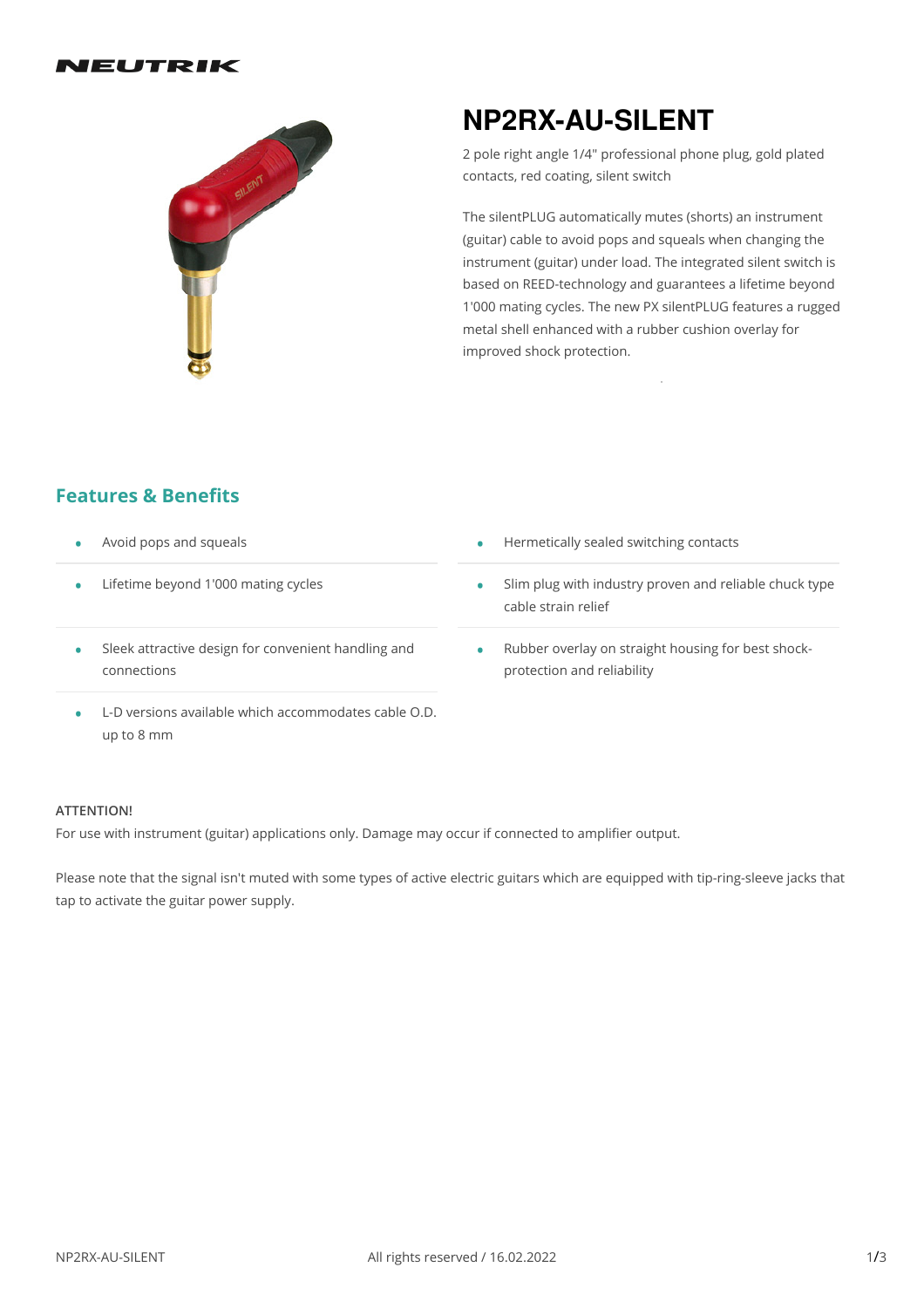NEUTRIK

# NP2RX-AU-SILENT

2 pole right angle 1/4" professional phone plug, gold plated contacts, red coating, silent switch

The silentPLUG automatically mutes (shorts) an instrument (guitar) cable to avoid pops and squeals when changing the instrument (guitar) under load. The integrated silent switch is based on REED-technology and guarantees a lifetime beyond 1'000 mating cycles. The new PX silentPLUG features a rugged metal shell enhanced with a rubber cushion overlay for improved shock protection.

## Features & Benefits

- Avoid pops and squeals
- Lifetime beyond 1'000 mating cycles
- Sleek attractive design for convenient handling and connections
- L-D versions available which accommodates cable O.D. up to 8 mm
- Hermetically sealed switching contacts
- Slim plug with industry proven and reliable chuck type cable strain relief
- Rubber overlay on straight housing for best shock-protection and reliability

**ATTENTION!**

For use with instrument (guitar) applications only. Damage may occur if connected to amplifier output.

Please note that the signal isn't muted with some types of active electric guitars which are equipped with tip-ring-sleeve jacks that tap to activate the guitar power supply.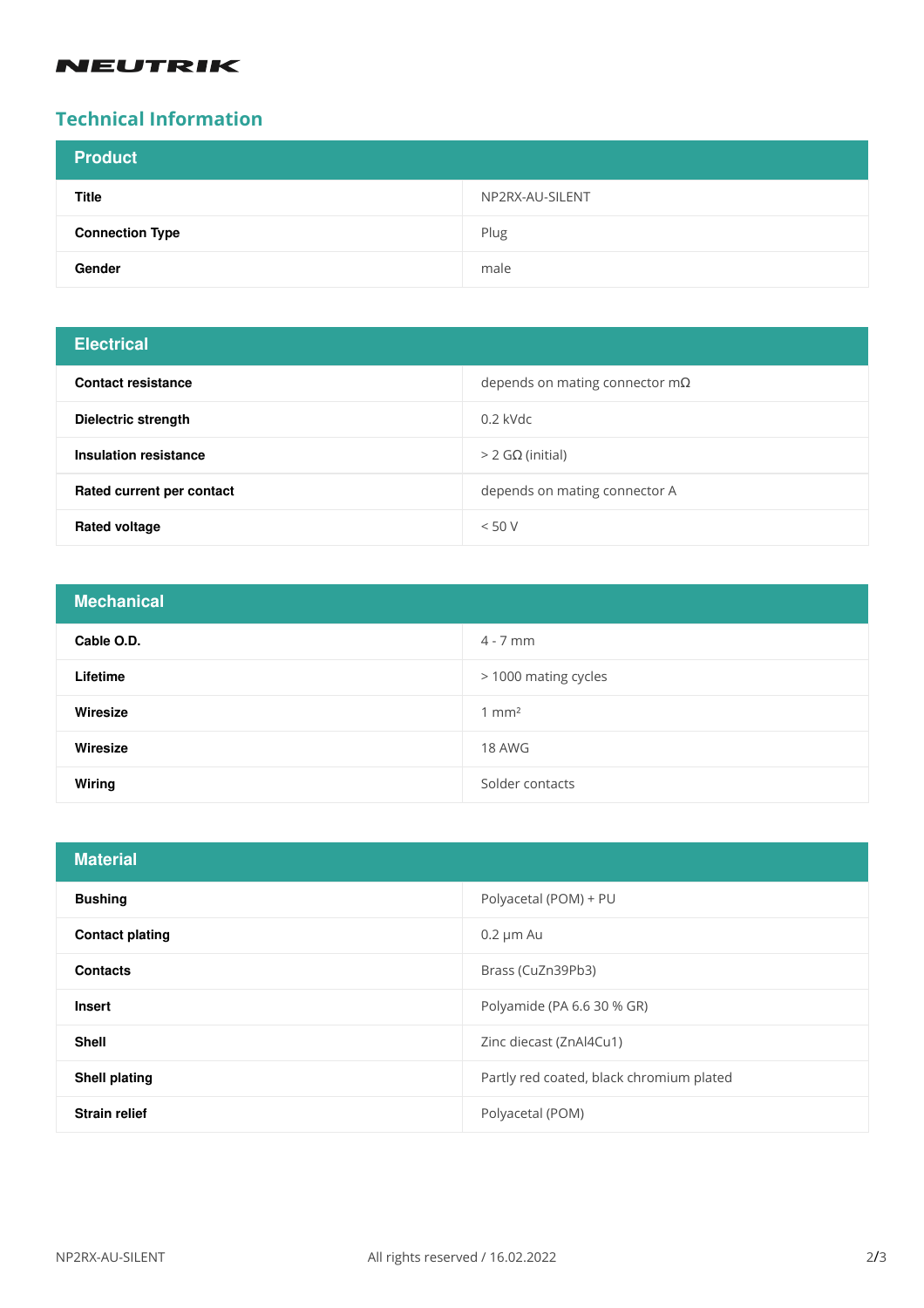NEUTRIK

## Technical Information

| Product | |
|---|---|
| **Title** | NP2RX-AU-SILENT |
| **Connection Type** | Plug |
| **Gender** | male |

| Electrical | |
|---|---|
| **Contact resistance** | depends on mating connector mΩ |
| **Dielectric strength** | 0.2 kVdc |
| **Insulation resistance** | > 2 GΩ (initial) |
| **Rated current per contact** | depends on mating connector A |
| **Rated voltage** | < 50 V |

| Mechanical | |
|---|---|
| **Cable O.D.** | 4 - 7 mm |
| **Lifetime** | > 1000 mating cycles |
| **Wiresize** | 1 $mm^2$ |
| **Wiresize** | 18 AWG |
| **Wiring** | Solder contacts |

| Material | |
|---|---|
| **Bushing** | Polyacetal (POM) + PU |
| **Contact plating** | 0.2 µm Au |
| **Contacts** | Brass (CuZn39Pb3) |
| **Insert** | Polyamide (PA 6.6 30 % GR) |
| **Shell** | Zinc diecast (ZnAl4Cu1) |
| **Shell plating** | Partly red coated, black chromium plated |
| **Strain relief** | Polyacetal (POM) |

All rights reserved / 16.02.2022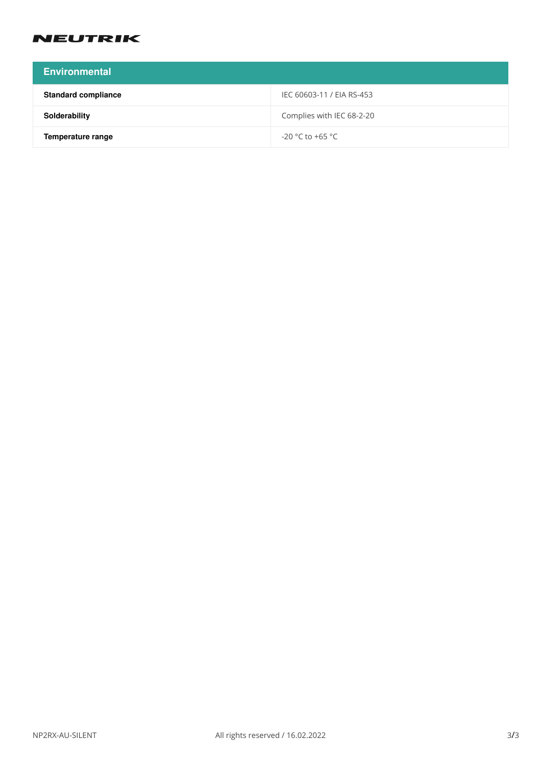## Environmental

| | |
|---|---|
| **Standard compliance** | IEC 60603-11 / EIA RS-453 |
| **Solderability** | Complies with IEC 68-2-20 |
| **Temperature range** | -20 °C to +65 °C |